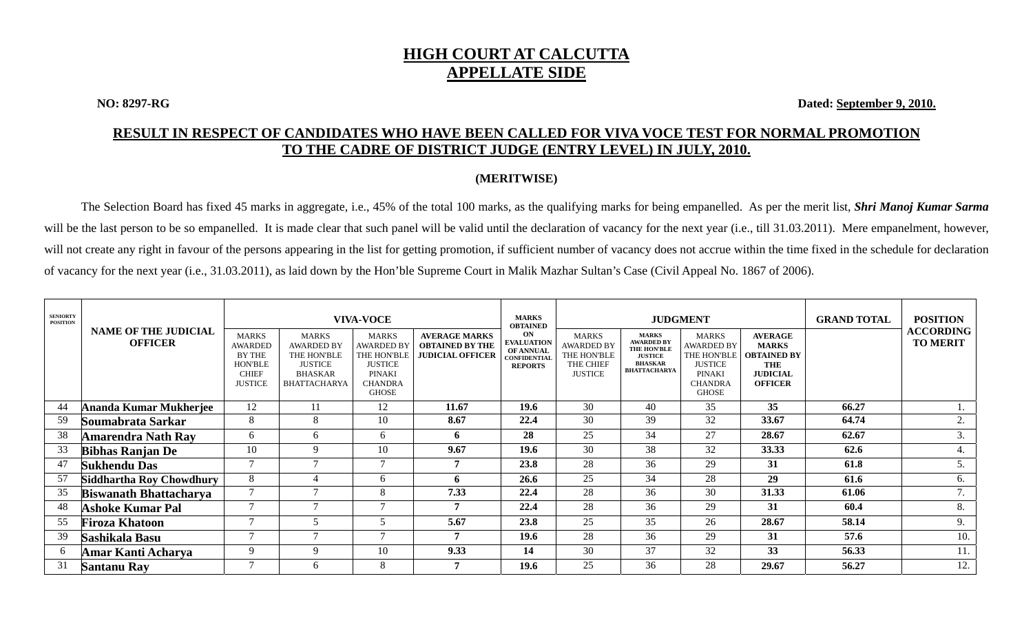# HIGH COURT AT CALCUTTA
# APPELLATE SIDE

**NO: 8297-RG** **Dated: September 9, 2010.**

## RESULT IN RESPECT OF CANDIDATES WHO HAVE BEEN CALLED FOR VIVA VOCE TEST FOR NORMAL PROMOTION TO THE CADRE OF DISTRICT JUDGE (ENTRY LEVEL) IN JULY, 2010.

**(MERITWISE)**

The Selection Board has fixed 45 marks in aggregate, i.e., 45% of the total 100 marks, as the qualifying marks for being empanelled. As per the merit list, ***Shri Manoj Kumar Sarma*** will be the last person to be so empanelled. It is made clear that such panel will be valid until the declaration of vacancy for the next year (i.e., till 31.03.2011). Mere empanelment, however, will not create any right in favour of the persons appearing in the list for getting promotion, if sufficient number of vacancy does not accrue within the time fixed in the schedule for declaration of vacancy for the next year (i.e., 31.03.2011), as laid down by the Hon'ble Supreme Court in Malik Mazhar Sultan's Case (Civil Appeal No. 1867 of 2006).

| SENIORTY POSITION | NAME OF THE JUDICIAL OFFICER | VIVA-VOCE | | | | MARKS OBTAINED ON EVALUATION OF ANNUAL CONFIDENTIAL REPORTS | JUDGMENT | | | | GRAND TOTAL | POSITION ACCORDING TO MERIT |
|---|---|---|---|---|---|---|---|---|---|---|---|---|
| | | MARKS AWARDED BY THE HON'BLE CHIEF JUSTICE | MARKS AWARDED BY THE HON'BLE JUSTICE BHASKAR BHATTACHARYA | MARKS AWARDED BY THE HON'BLE JUSTICE PINAKI CHANDRA GHOSE | AVERAGE MARKS OBTAINED BY THE JUDICIAL OFFICER | | MARKS AWARDED BY THE HON'BLE THE CHIEF JUSTICE | MARKS AWARDED BY THE HON'BLE JUSTICE BHASKAR BHATTACHARYA | MARKS AWARDED BY THE HON'BLE JUSTICE PINAKI CHANDRA GHOSE | AVERAGE MARKS OBTAINED BY THE JUDICIAL OFFICER | | |
| 44 | **Ananda Kumar Mukherjee** | 12 | 11 | 12 | **11.67** | **19.6** | 30 | 40 | 35 | **35** | **66.27** | 1. |
| 59 | **Soumabrata Sarkar** | 8 | 8 | 10 | **8.67** | **22.4** | 30 | 39 | 32 | **33.67** | **64.74** | 2. |
| 38 | **Amarendra Nath Ray** | 6 | 6 | 6 | **6** | **28** | 25 | 34 | 27 | **28.67** | **62.67** | 3. |
| 33 | **Bibhas Ranjan De** | 10 | 9 | 10 | **9.67** | **19.6** | 30 | 38 | 32 | **33.33** | **62.6** | 4. |
| 47 | **Sukhendu Das** | 7 | 7 | 7 | **7** | **23.8** | 28 | 36 | 29 | **31** | **61.8** | 5. |
| 57 | **Siddhartha Roy Chowdhury** | 8 | 4 | 6 | **6** | **26.6** | 25 | 34 | 28 | **29** | **61.6** | 6. |
| 35 | **Biswanath Bhattacharya** | 7 | 7 | 8 | **7.33** | **22.4** | 28 | 36 | 30 | **31.33** | **61.06** | 7. |
| 48 | **Ashoke Kumar Pal** | 7 | 7 | 7 | **7** | **22.4** | 28 | 36 | 29 | **31** | **60.4** | 8. |
| 55 | **Firoza Khatoon** | 7 | 5 | 5 | **5.67** | **23.8** | 25 | 35 | 26 | **28.67** | **58.14** | 9. |
| 39 | **Sashikala Basu** | 7 | 7 | 7 | **7** | **19.6** | 28 | 36 | 29 | **31** | **57.6** | 10. |
| 6 | **Amar Kanti Acharya** | 9 | 9 | 10 | **9.33** | **14** | 30 | 37 | 32 | **33** | **56.33** | 11. |
| 31 | **Santanu Ray** | 7 | 6 | 8 | **7** | **19.6** | 25 | 36 | 28 | **29.67** | **56.27** | 12. |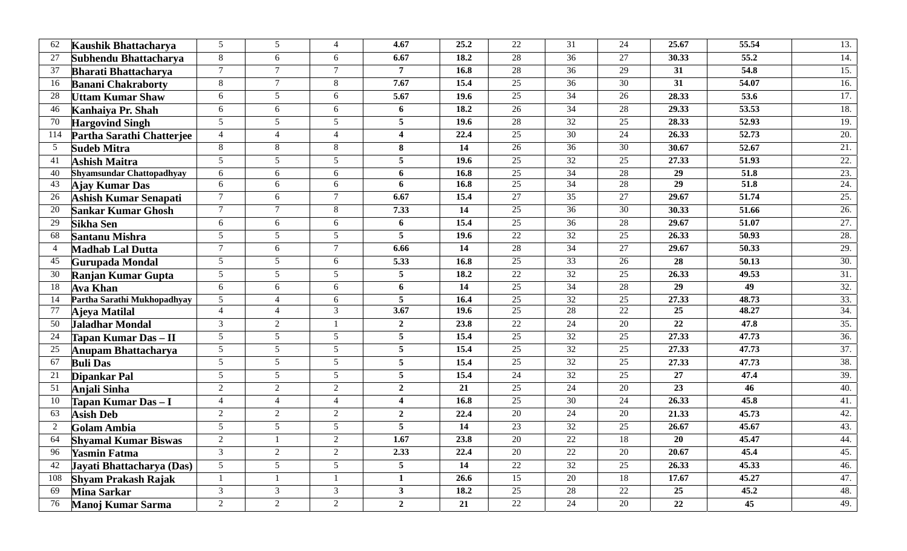| 62 | Kaushik Bhattacharya | 5 | 5 | 4 | 4.67 | 25.2 | 22 | 31 | 24 | 25.67 | 55.54 | 13. |
|---|---|---|---|---|---|---|---|---|---|---|---|---|
| 27 | Subhendu Bhattacharya | 8 | 6 | 6 | 6.67 | 18.2 | 28 | 36 | 27 | 30.33 | 55.2 | 14. |
| 37 | Bharati Bhattacharya | 7 | 7 | 7 | 7 | 16.8 | 28 | 36 | 29 | 31 | 54.8 | 15. |
| 16 | Banani Chakraborty | 8 | 7 | 8 | 7.67 | 15.4 | 25 | 36 | 30 | 31 | 54.07 | 16. |
| 28 | Uttam Kumar Shaw | 6 | 5 | 6 | 5.67 | 19.6 | 25 | 34 | 26 | 28.33 | 53.6 | 17. |
| 46 | Kanhaiya Pr. Shah | 6 | 6 | 6 | 6 | 18.2 | 26 | 34 | 28 | 29.33 | 53.53 | 18. |
| 70 | Hargovind Singh | 5 | 5 | 5 | 5 | 19.6 | 28 | 32 | 25 | 28.33 | 52.93 | 19. |
| 114 | Partha Sarathi Chatterjee | 4 | 4 | 4 | 4 | 22.4 | 25 | 30 | 24 | 26.33 | 52.73 | 20. |
| 5 | Sudeb Mitra | 8 | 8 | 8 | 8 | 14 | 26 | 36 | 30 | 30.67 | 52.67 | 21. |
| 41 | Ashish Maitra | 5 | 5 | 5 | 5 | 19.6 | 25 | 32 | 25 | 27.33 | 51.93 | 22. |
| 40 | Shyamsundar Chattopadhyay | 6 | 6 | 6 | 6 | 16.8 | 25 | 34 | 28 | 29 | 51.8 | 23. |
| 43 | Ajay Kumar Das | 6 | 6 | 6 | 6 | 16.8 | 25 | 34 | 28 | 29 | 51.8 | 24. |
| 26 | Ashish Kumar Senapati | 7 | 6 | 7 | 6.67 | 15.4 | 27 | 35 | 27 | 29.67 | 51.74 | 25. |
| 20 | Sankar Kumar Ghosh | 7 | 7 | 8 | 7.33 | 14 | 25 | 36 | 30 | 30.33 | 51.66 | 26. |
| 29 | Sikha Sen | 6 | 6 | 6 | 6 | 15.4 | 25 | 36 | 28 | 29.67 | 51.07 | 27. |
| 68 | Santanu Mishra | 5 | 5 | 5 | 5 | 19.6 | 22 | 32 | 25 | 26.33 | 50.93 | 28. |
| 4 | Madhab Lal Dutta | 7 | 6 | 7 | 6.66 | 14 | 28 | 34 | 27 | 29.67 | 50.33 | 29. |
| 45 | Gurupada Mondal | 5 | 5 | 6 | 5.33 | 16.8 | 25 | 33 | 26 | 28 | 50.13 | 30. |
| 30 | Ranjan Kumar Gupta | 5 | 5 | 5 | 5 | 18.2 | 22 | 32 | 25 | 26.33 | 49.53 | 31. |
| 18 | Ava Khan | 6 | 6 | 6 | 6 | 14 | 25 | 34 | 28 | 29 | 49 | 32. |
| 14 | Partha Sarathi Mukhopadhyay | 5 | 4 | 6 | 5 | 16.4 | 25 | 32 | 25 | 27.33 | 48.73 | 33. |
| 77 | Ajeya Matilal | 4 | 4 | 3 | 3.67 | 19.6 | 25 | 28 | 22 | 25 | 48.27 | 34. |
| 50 | Jaladhar Mondal | 3 | 2 | 1 | 2 | 23.8 | 22 | 24 | 20 | 22 | 47.8 | 35. |
| 24 | Tapan Kumar Das – II | 5 | 5 | 5 | 5 | 15.4 | 25 | 32 | 25 | 27.33 | 47.73 | 36. |
| 25 | Anupam Bhattacharya | 5 | 5 | 5 | 5 | 15.4 | 25 | 32 | 25 | 27.33 | 47.73 | 37. |
| 67 | Buli Das | 5 | 5 | 5 | 5 | 15.4 | 25 | 32 | 25 | 27.33 | 47.73 | 38. |
| 21 | Dipankar Pal | 5 | 5 | 5 | 5 | 15.4 | 24 | 32 | 25 | 27 | 47.4 | 39. |
| 51 | Anjali Sinha | 2 | 2 | 2 | 2 | 21 | 25 | 24 | 20 | 23 | 46 | 40. |
| 10 | Tapan Kumar Das – I | 4 | 4 | 4 | 4 | 16.8 | 25 | 30 | 24 | 26.33 | 45.8 | 41. |
| 63 | Asish Deb | 2 | 2 | 2 | 2 | 22.4 | 20 | 24 | 20 | 21.33 | 45.73 | 42. |
| 2 | Golam Ambia | 5 | 5 | 5 | 5 | 14 | 23 | 32 | 25 | 26.67 | 45.67 | 43. |
| 64 | Shyamal Kumar Biswas | 2 | 1 | 2 | 1.67 | 23.8 | 20 | 22 | 18 | 20 | 45.47 | 44. |
| 96 | Yasmin Fatma | 3 | 2 | 2 | 2.33 | 22.4 | 20 | 22 | 20 | 20.67 | 45.4 | 45. |
| 42 | Jayati Bhattacharya (Das) | 5 | 5 | 5 | 5 | 14 | 22 | 32 | 25 | 26.33 | 45.33 | 46. |
| 108 | Shyam Prakash Rajak | 1 | 1 | 1 | 1 | 26.6 | 15 | 20 | 18 | 17.67 | 45.27 | 47. |
| 69 | Mina Sarkar | 3 | 3 | 3 | 3 | 18.2 | 25 | 28 | 22 | 25 | 45.2 | 48. |
| 76 | Manoj Kumar Sarma | 2 | 2 | 2 | 2 | 21 | 22 | 24 | 20 | 22 | 45 | 49. |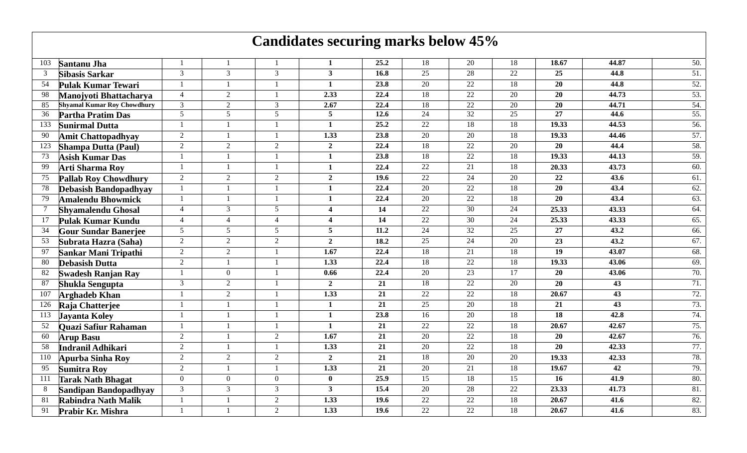# Candidates securing marks below 45%

| | | | | | | | | | | | | |
|---|---|---|---|---|---|---|---|---|---|---|---|---|
| 103 | Santanu Jha | 1 | 1 | 1 | **1** | **25.2** | 18 | 20 | 18 | **18.67** | **44.87** | 50. |
| 3 | Sibasis Sarkar | 3 | 3 | 3 | **3** | **16.8** | 25 | 28 | 22 | **25** | **44.8** | 51. |
| 54 | Pulak Kumar Tewari | 1 | 1 | 1 | **1** | **23.8** | 20 | 22 | 18 | **20** | **44.8** | 52. |
| 98 | Manojyoti Bhattacharya | 4 | 2 | 1 | **2.33** | **22.4** | 18 | 22 | 20 | **20** | **44.73** | 53. |
| 85 | Shyamal Kumar Roy Chowdhury | 3 | 2 | 3 | **2.67** | **22.4** | 18 | 22 | 20 | **20** | **44.71** | 54. |
| 36 | Partha Pratim Das | 5 | 5 | 5 | **5** | **12.6** | 24 | 32 | 25 | **27** | **44.6** | 55. |
| 133 | Sunirmal Dutta | 1 | 1 | 1 | **1** | **25.2** | 22 | 18 | 18 | **19.33** | **44.53** | 56. |
| 90 | Amit Chattopadhyay | 2 | 1 | 1 | **1.33** | **23.8** | 20 | 20 | 18 | **19.33** | **44.46** | 57. |
| 123 | Shampa Dutta (Paul) | 2 | 2 | 2 | **2** | **22.4** | 18 | 22 | 20 | **20** | **44.4** | 58. |
| 73 | Asish Kumar Das | 1 | 1 | 1 | **1** | **23.8** | 18 | 22 | 18 | **19.33** | **44.13** | 59. |
| 99 | Arti Sharma Roy | 1 | 1 | 1 | **1** | **22.4** | 22 | 21 | 18 | **20.33** | **43.73** | 60. |
| 75 | Pallab Roy Chowdhury | 2 | 2 | 2 | **2** | **19.6** | 22 | 24 | 20 | **22** | **43.6** | 61. |
| 78 | Debasish Bandopadhyay | 1 | 1 | 1 | **1** | **22.4** | 20 | 22 | 18 | **20** | **43.4** | 62. |
| 79 | Amalendu Bhowmick | 1 | 1 | 1 | **1** | **22.4** | 20 | 22 | 18 | **20** | **43.4** | 63. |
| 7 | Shyamalendu Ghosal | 4 | 3 | 5 | **4** | **14** | 22 | 30 | 24 | **25.33** | **43.33** | 64. |
| 17 | Pulak Kumar Kundu | 4 | 4 | 4 | **4** | **14** | 22 | 30 | 24 | **25.33** | **43.33** | 65. |
| 34 | Gour Sundar Banerjee | 5 | 5 | 5 | **5** | **11.2** | 24 | 32 | 25 | **27** | **43.2** | 66. |
| 53 | Subrata Hazra (Saha) | 2 | 2 | 2 | **2** | **18.2** | 25 | 24 | 20 | **23** | **43.2** | 67. |
| 97 | Sankar Mani Tripathi | 2 | 2 | 1 | **1.67** | **22.4** | 18 | 21 | 18 | **19** | **43.07** | 68. |
| 80 | Debasish Dutta | 2 | 1 | 1 | **1.33** | **22.4** | 18 | 22 | 18 | **19.33** | **43.06** | 69. |
| 82 | Swadesh Ranjan Ray | 1 | 0 | 1 | **0.66** | **22.4** | 20 | 23 | 17 | **20** | **43.06** | 70. |
| 87 | Shukla Sengupta | 3 | 2 | 1 | **2** | **21** | 18 | 22 | 20 | **20** | **43** | 71. |
| 107 | Arghadeb Khan | 1 | 2 | 1 | **1.33** | **21** | 22 | 22 | 18 | **20.67** | **43** | 72. |
| 126 | Raja Chatterjee | 1 | 1 | 1 | **1** | **21** | 25 | 20 | 18 | **21** | **43** | 73. |
| 113 | Jayanta Koley | 1 | 1 | 1 | **1** | **23.8** | 16 | 20 | 18 | **18** | **42.8** | 74. |
| 52 | Quazi Safiur Rahaman | 1 | 1 | 1 | **1** | **21** | 22 | 22 | 18 | **20.67** | **42.67** | 75. |
| 60 | Arup Basu | 2 | 1 | 2 | **1.67** | **21** | 20 | 22 | 18 | **20** | **42.67** | 76. |
| 58 | Indranil Adhikari | 2 | 1 | 1 | **1.33** | **21** | 20 | 22 | 18 | **20** | **42.33** | 77. |
| 110 | Apurba Sinha Roy | 2 | 2 | 2 | **2** | **21** | 18 | 20 | 20 | **19.33** | **42.33** | 78. |
| 95 | Sumitra Roy | 2 | 1 | 1 | **1.33** | **21** | 20 | 21 | 18 | **19.67** | **42** | 79. |
| 111 | Tarak Nath Bhagat | 0 | 0 | 0 | **0** | **25.9** | 15 | 18 | 15 | **16** | **41.9** | 80. |
| 8 | Sandipan Bandopadhyay | 3 | 3 | 3 | **3** | **15.4** | 20 | 28 | 22 | **23.33** | **41.73** | 81. |
| 81 | Rabindra Nath Malik | 1 | 1 | 2 | **1.33** | **19.6** | 22 | 22 | 18 | **20.67** | **41.6** | 82. |
| 91 | Prabir Kr. Mishra | 1 | 1 | 2 | **1.33** | **19.6** | 22 | 22 | 18 | **20.67** | **41.6** | 83. |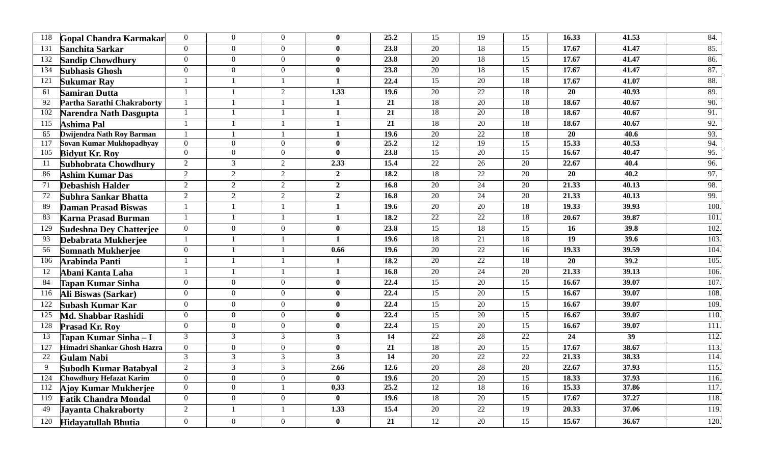| 118 | Gopal Chandra Karmakar | 0 | 0 | 0 | **0** | **25.2** | 15 | 19 | 15 | **16.33** | **41.53** | 84. |
|---|---|---|---|---|---|---|---|---|---|---|---|---|
| 131 | Sanchita Sarkar | 0 | 0 | 0 | **0** | **23.8** | 20 | 18 | 15 | **17.67** | **41.47** | 85. |
| 132 | Sandip Chowdhury | 0 | 0 | 0 | **0** | **23.8** | 20 | 18 | 15 | **17.67** | **41.47** | 86. |
| 134 | Subhasis Ghosh | 0 | 0 | 0 | **0** | **23.8** | 20 | 18 | 15 | **17.67** | **41.47** | 87. |
| 121 | Sukumar Ray | 1 | 1 | 1 | **1** | **22.4** | 15 | 20 | 18 | **17.67** | **41.07** | 88. |
| 61 | Samiran Dutta | 1 | 1 | 2 | **1.33** | **19.6** | 20 | 22 | 18 | **20** | **40.93** | 89. |
| 92 | Partha Sarathi Chakraborty | 1 | 1 | 1 | **1** | **21** | 18 | 20 | 18 | **18.67** | **40.67** | 90. |
| 102 | Narendra Nath Dasgupta | 1 | 1 | 1 | **1** | **21** | 18 | 20 | 18 | **18.67** | **40.67** | 91. |
| 115 | Ashima Pal | 1 | 1 | 1 | **1** | **21** | 18 | 20 | 18 | **18.67** | **40.67** | 92. |
| 65 | Dwijendra Nath Roy Barman | 1 | 1 | 1 | **1** | **19.6** | 20 | 22 | 18 | **20** | **40.6** | 93. |
| 117 | Sovan Kumar Mukhopadhyay | 0 | 0 | 0 | **0** | **25.2** | 12 | 19 | 15 | **15.33** | **40.53** | 94. |
| 105 | Bidyut Kr. Roy | 0 | 0 | 0 | **0** | **23.8** | 15 | 20 | 15 | **16.67** | **40.47** | 95. |
| 11 | Subhobrata Chowdhury | 2 | 3 | 2 | **2.33** | **15.4** | 22 | 26 | 20 | **22.67** | **40.4** | 96. |
| 86 | Ashim Kumar Das | 2 | 2 | 2 | **2** | **18.2** | 18 | 22 | 20 | **20** | **40.2** | 97. |
| 71 | Debashish Halder | 2 | 2 | 2 | **2** | **16.8** | 20 | 24 | 20 | **21.33** | **40.13** | 98. |
| 72 | Subhra Sankar Bhatta | 2 | 2 | 2 | **2** | **16.8** | 20 | 24 | 20 | **21.33** | **40.13** | 99. |
| 89 | Daman Prasad Biswas | 1 | 1 | 1 | **1** | **19.6** | 20 | 20 | 18 | **19.33** | **39.93** | 100. |
| 83 | Karna Prasad Burman | 1 | 1 | 1 | **1** | **18.2** | 22 | 22 | 18 | **20.67** | **39.87** | 101. |
| 129 | Sudeshna Dey Chatterjee | 0 | 0 | 0 | **0** | **23.8** | 15 | 18 | 15 | **16** | **39.8** | 102. |
| 93 | Debabrata Mukherjee | 1 | 1 | 1 | **1** | **19.6** | 18 | 21 | 18 | **19** | **39.6** | 103. |
| 56 | Somnath Mukherjee | 0 | 1 | 1 | **0.66** | **19.6** | 20 | 22 | 16 | **19.33** | **39.59** | 104. |
| 106 | Arabinda Panti | 1 | 1 | 1 | **1** | **18.2** | 20 | 22 | 18 | **20** | **39.2** | 105. |
| 12 | Abani Kanta Laha | 1 | 1 | 1 | **1** | **16.8** | 20 | 24 | 20 | **21.33** | **39.13** | 106. |
| 84 | Tapan Kumar Sinha | 0 | 0 | 0 | **0** | **22.4** | 15 | 20 | 15 | **16.67** | **39.07** | 107. |
| 116 | Ali Biswas (Sarkar) | 0 | 0 | 0 | **0** | **22.4** | 15 | 20 | 15 | **16.67** | **39.07** | 108. |
| 122 | Subash Kumar Kar | 0 | 0 | 0 | **0** | **22.4** | 15 | 20 | 15 | **16.67** | **39.07** | 109. |
| 125 | Md. Shabbar Rashidi | 0 | 0 | 0 | **0** | **22.4** | 15 | 20 | 15 | **16.67** | **39.07** | 110. |
| 128 | Prasad Kr. Roy | 0 | 0 | 0 | **0** | **22.4** | 15 | 20 | 15 | **16.67** | **39.07** | 111. |
| 13 | Tapan Kumar Sinha – I | 3 | 3 | 3 | **3** | **14** | 22 | 28 | 22 | **24** | **39** | 112. |
| 127 | Himadri Shankar Ghosh Hazra | 0 | 0 | 0 | **0** | **21** | 18 | 20 | 15 | **17.67** | **38.67** | 113. |
| 22 | Gulam Nabi | 3 | 3 | 3 | **3** | **14** | 20 | 22 | 22 | **21.33** | **38.33** | 114. |
| 9 | Subodh Kumar Batabyal | 2 | 3 | 3 | **2.66** | **12.6** | 20 | 28 | 20 | **22.67** | **37.93** | 115. |
| 124 | Chowdhury Hefazat Karim | 0 | 0 | 0 | **0** | **19.6** | 20 | 20 | 15 | **18.33** | **37.93** | 116. |
| 112 | Ajoy Kumar Mukherjee | 0 | 0 | 1 | **0,33** | **25.2** | 12 | 18 | 16 | **15.33** | **37.86** | 117. |
| 119 | Fatik Chandra Mondal | 0 | 0 | 0 | **0** | **19.6** | 18 | 20 | 15 | **17.67** | **37.27** | 118. |
| 49 | Jayanta Chakraborty | 2 | 1 | 1 | **1.33** | **15.4** | 20 | 22 | 19 | **20.33** | **37.06** | 119. |
| 120 | Hidayatullah Bhutia | 0 | 0 | 0 | **0** | **21** | 12 | 20 | 15 | **15.67** | **36.67** | 120. |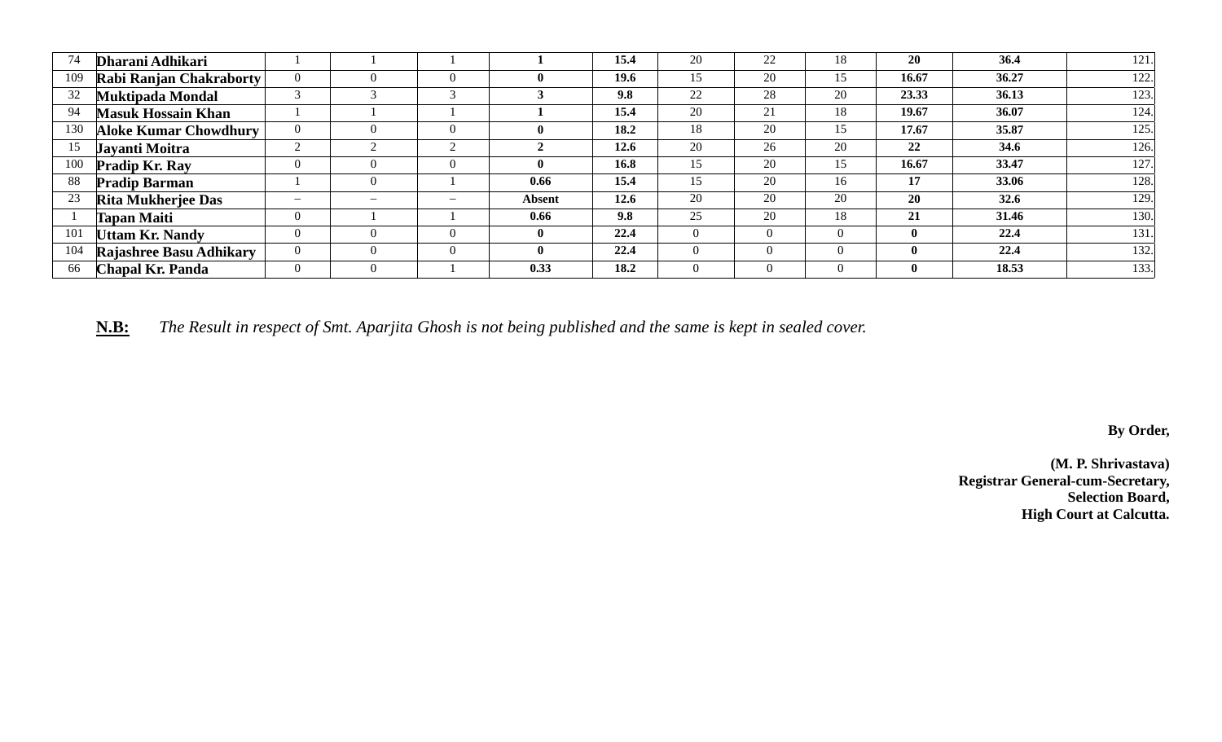| | | | | | | | | | | | | |
|---|---|---|---|---|---|---|---|---|---|---|---|---|
| 74 | **Dharani Adhikari** | 1 | 1 | 1 | **1** | **15.4** | 20 | 22 | 18 | **20** | **36.4** | 121. |
| 109 | **Rabi Ranjan Chakraborty** | 0 | 0 | 0 | **0** | **19.6** | 15 | 20 | 15 | **16.67** | **36.27** | 122. |
| 32 | **Muktipada Mondal** | 3 | 3 | 3 | **3** | **9.8** | 22 | 28 | 20 | **23.33** | **36.13** | 123. |
| 94 | **Masuk Hossain Khan** | 1 | 1 | 1 | **1** | **15.4** | 20 | 21 | 18 | **19.67** | **36.07** | 124. |
| 130 | **Aloke Kumar Chowdhury** | 0 | 0 | 0 | **0** | **18.2** | 18 | 20 | 15 | **17.67** | **35.87** | 125. |
| 15 | **Jayanti Moitra** | 2 | 2 | 2 | **2** | **12.6** | 20 | 26 | 20 | **22** | **34.6** | 126. |
| 100 | **Pradip Kr. Ray** | 0 | 0 | 0 | **0** | **16.8** | 15 | 20 | 15 | **16.67** | **33.47** | 127. |
| 88 | **Pradip Barman** | 1 | 0 | 1 | **0.66** | **15.4** | 15 | 20 | 16 | **17** | **33.06** | 128. |
| 23 | **Rita Mukherjee Das** | – | – | – | **Absent** | **12.6** | 20 | 20 | 20 | **20** | **32.6** | 129. |
| 1 | **Tapan Maiti** | 0 | 1 | 1 | **0.66** | **9.8** | 25 | 20 | 18 | **21** | **31.46** | 130. |
| 101 | **Uttam Kr. Nandy** | 0 | 0 | 0 | **0** | **22.4** | 0 | 0 | 0 | **0** | **22.4** | 131. |
| 104 | **Rajashree Basu Adhikary** | 0 | 0 | 0 | **0** | **22.4** | 0 | 0 | 0 | **0** | **22.4** | 132. |
| 66 | **Chapal Kr. Panda** | 0 | 0 | 1 | **0.33** | **18.2** | 0 | 0 | 0 | **0** | **18.53** | 133. |

**N.B:** *The Result in respect of Smt. Aparjita Ghosh is not being published and the same is kept in sealed cover.*

**By Order,**

**(M. P. Shrivastava)**
**Registrar General-cum-Secretary,**
**Selection Board,**
**High Court at Calcutta.**